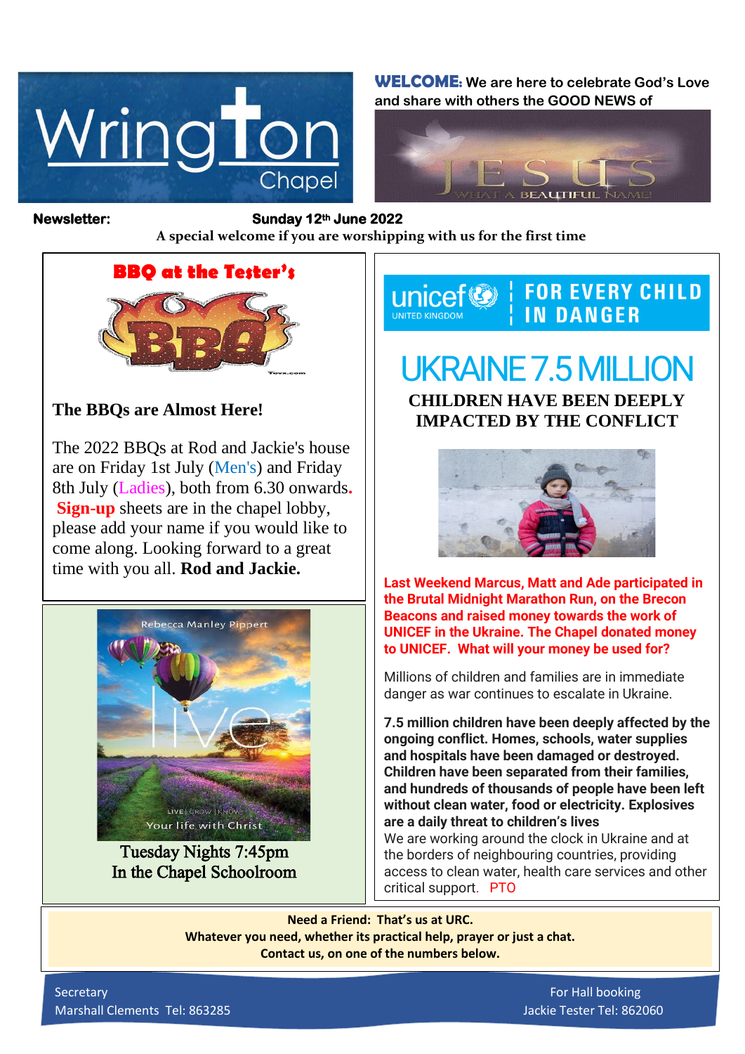# Wrington Chapel

**WELCOME:** We are here to celebrate God's Love and share with others the GOOD NEWS of

JESUS

WHAT A BEAUTIFUL NAME!

**Newsletter:** **Sunday 12th June 2022**

**A special welcome if you are worshipping with us for the first time**

## BBQ at the Tester's

**The BBQs are Almost Here!**

The 2022 BBQs at Rod and Jackie's house are on Friday 1st July (Men's) and Friday 8th July (Ladies), both from 6.30 onwards. **Sign-up** sheets are in the chapel lobby, please add your name if you would like to come along. Looking forward to a great time with you all. **Rod and Jackie.**

Rebecca Manley Pippert

live

LIVE | GROW | KNOW

Your life with Christ

Tuesday Nights 7:45pm
In the Chapel Schoolroom

unicef UNITED KINGDOM | FOR EVERY CHILD IN DANGER

## UKRAINE 7.5 MILLION

**CHILDREN HAVE BEEN DEEPLY IMPACTED BY THE CONFLICT**

**Last Weekend Marcus, Matt and Ade participated in the Brutal Midnight Marathon Run, on the Brecon Beacons and raised money towards the work of UNICEF in the Ukraine. The Chapel donated money to UNICEF. What will your money be used for?**

Millions of children and families are in immediate danger as war continues to escalate in Ukraine.

**7.5 million children have been deeply affected by the ongoing conflict. Homes, schools, water supplies and hospitals have been damaged or destroyed. Children have been separated from their families, and hundreds of thousands of people have been left without clean water, food or electricity. Explosives are a daily threat to children's lives**

We are working around the clock in Ukraine and at the borders of neighbouring countries, providing access to clean water, health care services and other critical support. PTO

**Need a Friend: That's us at URC.**
**Whatever you need, whether its practical help, prayer or just a chat.**
**Contact us, on one of the numbers below.**

Secretary
Marshall Clements Tel: 863285

For Hall booking
Jackie Tester Tel: 862060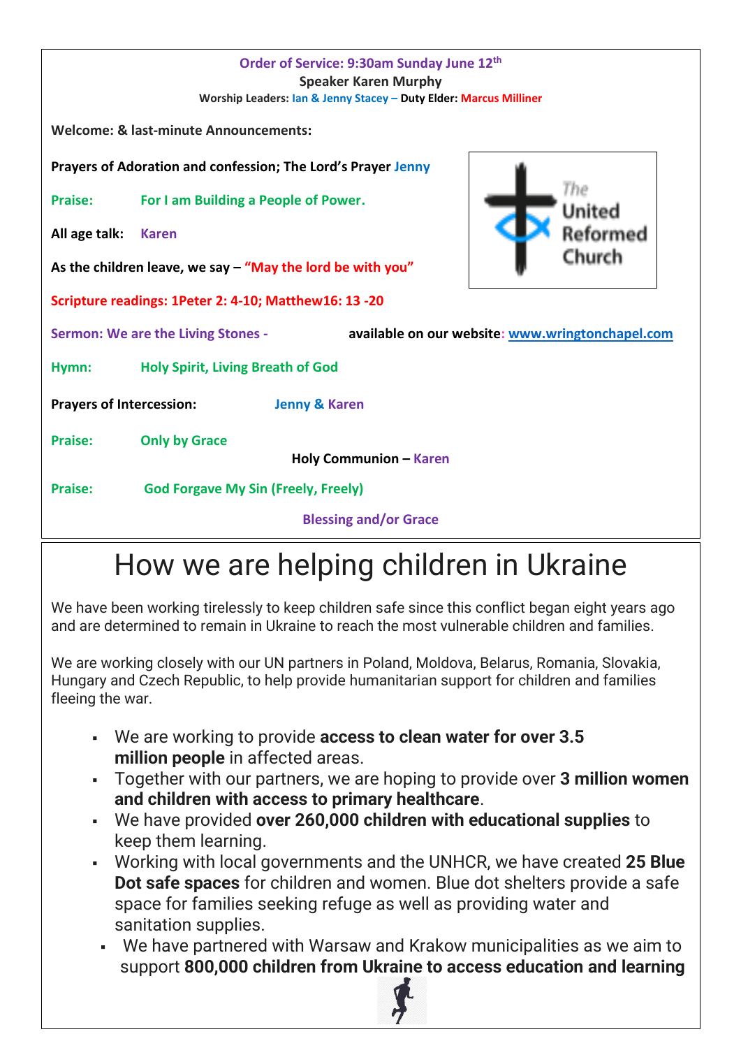**Order of Service: 9:30am Sunday June 12th**

**Speaker Karen Murphy**

**Worship Leaders: Ian & Jenny Stacey – Duty Elder: Marcus Milliner**

**Welcome: & last-minute Announcements:**

**Prayers of Adoration and confession; The Lord's Prayer Jenny**

**Praise:** **For I am Building a People of Power.**

**All age talk:** **Karen**

**As the children leave, we say – "May the lord be with you"**

**Scripture readings: 1Peter 2: 4-10; Matthew16: 13 -20**

**Sermon: We are the Living Stones -** **available on our website: www.wringtonchapel.com**

**Hymn:** **Holy Spirit, Living Breath of God**

**Prayers of Intercession:** **Jenny & Karen**

**Praise:** **Only by Grace**

**Holy Communion – Karen**

**Praise:** **God Forgave My Sin (Freely, Freely)**

**Blessing and/or Grace**

The United Reformed Church

# How we are helping children in Ukraine

We have been working tirelessly to keep children safe since this conflict began eight years ago and are determined to remain in Ukraine to reach the most vulnerable children and families.

We are working closely with our UN partners in Poland, Moldova, Belarus, Romania, Slovakia, Hungary and Czech Republic, to help provide humanitarian support for children and families fleeing the war.

- We are working to provide **access to clean water for over 3.5 million people** in affected areas.
- Together with our partners, we are hoping to provide over **3 million women and children with access to primary healthcare**.
- We have provided **over 260,000 children with educational supplies** to keep them learning.
- Working with local governments and the UNHCR, we have created **25 Blue Dot safe spaces** for children and women. Blue dot shelters provide a safe space for families seeking refuge as well as providing water and sanitation supplies.
- We have partnered with Warsaw and Krakow municipalities as we aim to support **800,000 children from Ukraine to access education and learning**